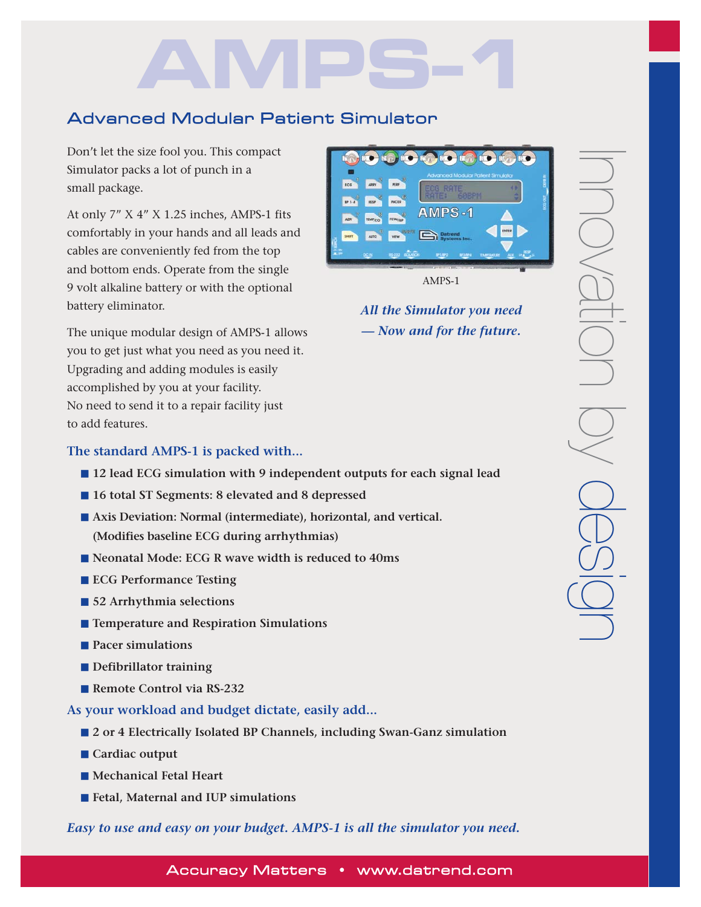# AMPS-1

## Advanced Modular Patient Simulator

Don't let the size fool you. This compact Simulator packs a lot of punch in a small package.

At only 7" X 4" X 1.25 inches, AMPS-1 fits comfortably in your hands and all leads and cables are conveniently fed from the top and bottom ends. Operate from the single 9 volt alkaline battery or with the optional battery eliminator.

The unique modular design of AMPS-1 allows you to get just what you need as you need it. Upgrading and adding modules is easily accomplished by you at your facility. No need to send it to a repair facility just to add features.

AMPS-1

***All the Simulator you need — Now and for the future.***

innovation by design

### The standard AMPS-1 is packed with...

- **12 lead ECG simulation with 9 independent outputs for each signal lead**
- **16 total ST Segments: 8 elevated and 8 depressed**
- **Axis Deviation: Normal (intermediate), horizontal, and vertical. (Modifies baseline ECG during arrhythmias)**
- **Neonatal Mode: ECG R wave width is reduced to 40ms**
- **ECG Performance Testing**
- **52 Arrhythmia selections**
- **Temperature and Respiration Simulations**
- **Pacer simulations**
- **Defibrillator training**
- **Remote Control via RS-232**

### As your workload and budget dictate, easily add...

- **2 or 4 Electrically Isolated BP Channels, including Swan-Ganz simulation**
- **Cardiac output**
- **Mechanical Fetal Heart**
- **Fetal, Maternal and IUP simulations**

***Easy to use and easy on your budget. AMPS-1 is all the simulator you need.***

Accuracy Matters • www.datrend.com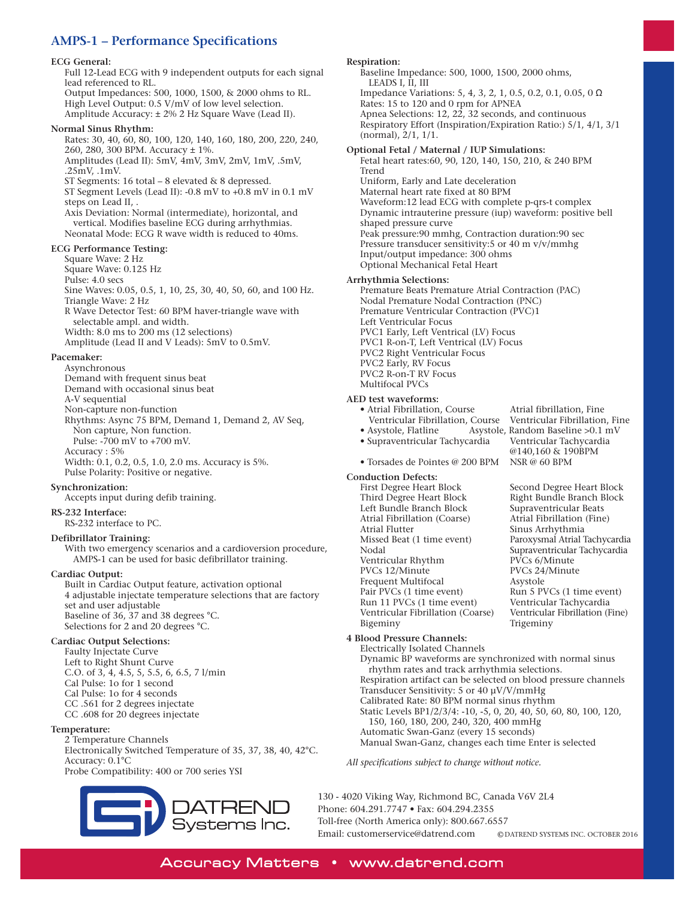# AMPS-1 – Performance Specifications

**ECG General:**

Full 12-Lead ECG with 9 independent outputs for each signal lead referenced to RL.
Output Impedances: 500, 1000, 1500, & 2000 ohms to RL.
High Level Output: 0.5 V/mV of low level selection.
Amplitude Accuracy: ± 2% 2 Hz Square Wave (Lead II).

**Normal Sinus Rhythm:**

Rates: 30, 40, 60, 80, 100, 120, 140, 160, 180, 200, 220, 240, 260, 280, 300 BPM. Accuracy ± 1%.
Amplitudes (Lead II): 5mV, 4mV, 3mV, 2mV, 1mV, .5mV, .25mV, .1mV.
ST Segments: 16 total – 8 elevated & 8 depressed.
ST Segment Levels (Lead II): -0.8 mV to +0.8 mV in 0.1 mV steps on Lead II, .
Axis Deviation: Normal (intermediate), horizontal, and vertical. Modifies baseline ECG during arrhythmias.
Neonatal Mode: ECG R wave width is reduced to 40ms.

**ECG Performance Testing:**

Square Wave: 2 Hz
Square Wave: 0.125 Hz
Pulse: 4.0 secs
Sine Waves: 0.05, 0.5, 1, 10, 25, 30, 40, 50, 60, and 100 Hz.
Triangle Wave: 2 Hz
R Wave Detector Test: 60 BPM haver-triangle wave with selectable ampl. and width.
Width: 8.0 ms to 200 ms (12 selections)
Amplitude (Lead II and V Leads): 5mV to 0.5mV.

**Pacemaker:**

Asynchronous
Demand with frequent sinus beat
Demand with occasional sinus beat
A-V sequential
Non-capture non-function
Rhythms: Async 75 BPM, Demand 1, Demand 2, AV Seq, Non capture, Non function.
Pulse: -700 mV to +700 mV.
Accuracy : 5%
Width: 0.1, 0.2, 0.5, 1.0, 2.0 ms. Accuracy is 5%.
Pulse Polarity: Positive or negative.

**Synchronization:**

Accepts input during defib training.

**RS-232 Interface:**

RS-232 interface to PC.

**Defibrillator Training:**

With two emergency scenarios and a cardioversion procedure, AMPS-1 can be used for basic defibrillator training.

**Cardiac Output:**

Built in Cardiac Output feature, activation optional
4 adjustable injectate temperature selections that are factory set and user adjustable
Baseline of 36, 37 and 38 degrees °C.
Selections for 2 and 20 degrees °C.

**Cardiac Output Selections:**

Faulty Injectate Curve
Left to Right Shunt Curve
C.O. of 3, 4, 4.5, 5, 5.5, 6, 6.5, 7 l/min
Cal Pulse: 1o for 1 second
Cal Pulse: 1o for 4 seconds
CC .561 for 2 degrees injectate
CC .608 for 20 degrees injectate

**Temperature:**

2 Temperature Channels
Electronically Switched Temperature of 35, 37, 38, 40, 42°C.
Accuracy: 0.1°C
Probe Compatibility: 400 or 700 series YSI

**Respiration:**

Baseline Impedance: 500, 1000, 1500, 2000 ohms, LEADS I, II, III
Impedance Variations: 5, 4, 3, 2, 1, 0.5, 0.2, 0.1, 0.05, 0 Ω
Rates: 15 to 120 and 0 rpm for APNEA
Apnea Selections: 12, 22, 32 seconds, and continuous
Respiratory Effort (Inspiration/Expiration Ratio:) 5/1, 4/1, 3/1 (normal), 2/1, 1/1.

**Optional Fetal / Maternal / IUP Simulations:**

Fetal heart rates:60, 90, 120, 140, 150, 210, & 240 BPM
Trend
Uniform, Early and Late deceleration
Maternal heart rate fixed at 80 BPM
Waveform:12 lead ECG with complete p-qrs-t complex
Dynamic intrauterine pressure (iup) waveform: positive bell shaped pressure curve
Peak pressure:90 mmhg, Contraction duration:90 sec
Pressure transducer sensitivity:5 or 40 m v/v/mmhg
Input/output impedance: 300 ohms
Optional Mechanical Fetal Heart

**Arrhythmia Selections:**

Premature Beats Premature Atrial Contraction (PAC)
Nodal Premature Nodal Contraction (PNC)
Premature Ventricular Contraction (PVC)1
Left Ventricular Focus
PVC1 Early, Left Ventrical (LV) Focus
PVC1 R-on-T, Left Ventrical (LV) Focus
PVC2 Right Ventricular Focus
PVC2 Early, RV Focus
PVC2 R-on-T RV Focus
Multifocal PVCs

**AED test waveforms:**

- Atrial Fibrillation, Course
- Ventricular Fibrillation, Course
- Asystole, Flatline
- Supraventricular Tachycardia
- Torsades de Pointes @ 200 BPM
- Atrial fibrillation, Fine
- Ventricular Fibrillation, Fine
- Asystole, Random Baseline >0.1 mV
- Ventricular Tachycardia @140,160 & 190BPM
- NSR @ 60 BPM

**Conduction Defects:**

First Degree Heart Block
Third Degree Heart Block
Left Bundle Branch Block
Atrial Fibrillation (Coarse)
Atrial Flutter
Missed Beat (1 time event)
Nodal
Ventricular Rhythm
PVCs 12/Minute
Frequent Multifocal
Pair PVCs (1 time event)
Run 11 PVCs (1 time event)
Ventricular Fibrillation (Coarse)
Bigeminy
Second Degree Heart Block
Right Bundle Branch Block
Supraventricular Beats
Atrial Fibrillation (Fine)
Sinus Arrhythmia
Paroxysmal Atrial Tachycardia
Supraventricular Tachycardia
PVCs 6/Minute
PVCs 24/Minute
Asystole
Run 5 PVCs (1 time event)
Ventricular Tachycardia
Ventricular Fibrillation (Fine)
Trigeminy

**4 Blood Pressure Channels:**

Electrically Isolated Channels
Dynamic BP waveforms are synchronized with normal sinus rhythm rates and track arrhythmia selections.
Respiration artifact can be selected on blood pressure channels
Transducer Sensitivity: 5 or 40 µV/V/mmHg
Calibrated Rate: 80 BPM normal sinus rhythm
Static Levels BP1/2/3/4: -10, -5, 0, 20, 40, 50, 60, 80, 100, 120, 150, 160, 180, 200, 240, 320, 400 mmHg
Automatic Swan-Ganz (every 15 seconds)
Manual Swan-Ganz, changes each time Enter is selected

*All specifications subject to change without notice.*

DATREND Systems Inc.

130 - 4020 Viking Way, Richmond BC, Canada V6V 2L4
Phone: 604.291.7747 • Fax: 604.294.2355
Toll-free (North America only): 800.667.6557
Email: customerservice@datrend.com

©DATREND SYSTEMS INC. OCTOBER 2016

Accuracy Matters • www.datrend.com